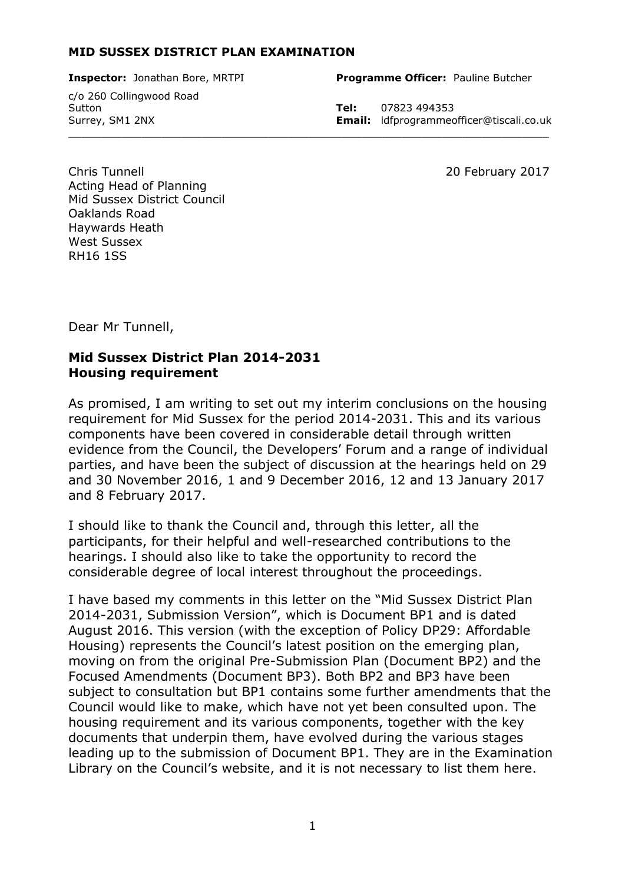**MID SUSSEX DISTRICT PLAN EXAMINATION**

**Inspector:** Jonathan Bore, MRTPI

c/o 260 Collingwood Road
Sutton
Surrey, SM1 2NX

**Programme Officer:** Pauline Butcher

**Tel:** 07823 494353
**Email:** ldfprogrammeofficer@tiscali.co.uk

---

Chris Tunnell
Acting Head of Planning
Mid Sussex District Council
Oaklands Road
Haywards Heath
West Sussex
RH16 1SS

20 February 2017

Dear Mr Tunnell,

**Mid Sussex District Plan 2014-2031**
**Housing requirement**

As promised, I am writing to set out my interim conclusions on the housing requirement for Mid Sussex for the period 2014-2031. This and its various components have been covered in considerable detail through written evidence from the Council, the Developers' Forum and a range of individual parties, and have been the subject of discussion at the hearings held on 29 and 30 November 2016, 1 and 9 December 2016, 12 and 13 January 2017 and 8 February 2017.

I should like to thank the Council and, through this letter, all the participants, for their helpful and well-researched contributions to the hearings. I should also like to take the opportunity to record the considerable degree of local interest throughout the proceedings.

I have based my comments in this letter on the "Mid Sussex District Plan 2014-2031, Submission Version", which is Document BP1 and is dated August 2016. This version (with the exception of Policy DP29: Affordable Housing) represents the Council's latest position on the emerging plan, moving on from the original Pre-Submission Plan (Document BP2) and the Focused Amendments (Document BP3). Both BP2 and BP3 have been subject to consultation but BP1 contains some further amendments that the Council would like to make, which have not yet been consulted upon. The housing requirement and its various components, together with the key documents that underpin them, have evolved during the various stages leading up to the submission of Document BP1. They are in the Examination Library on the Council's website, and it is not necessary to list them here.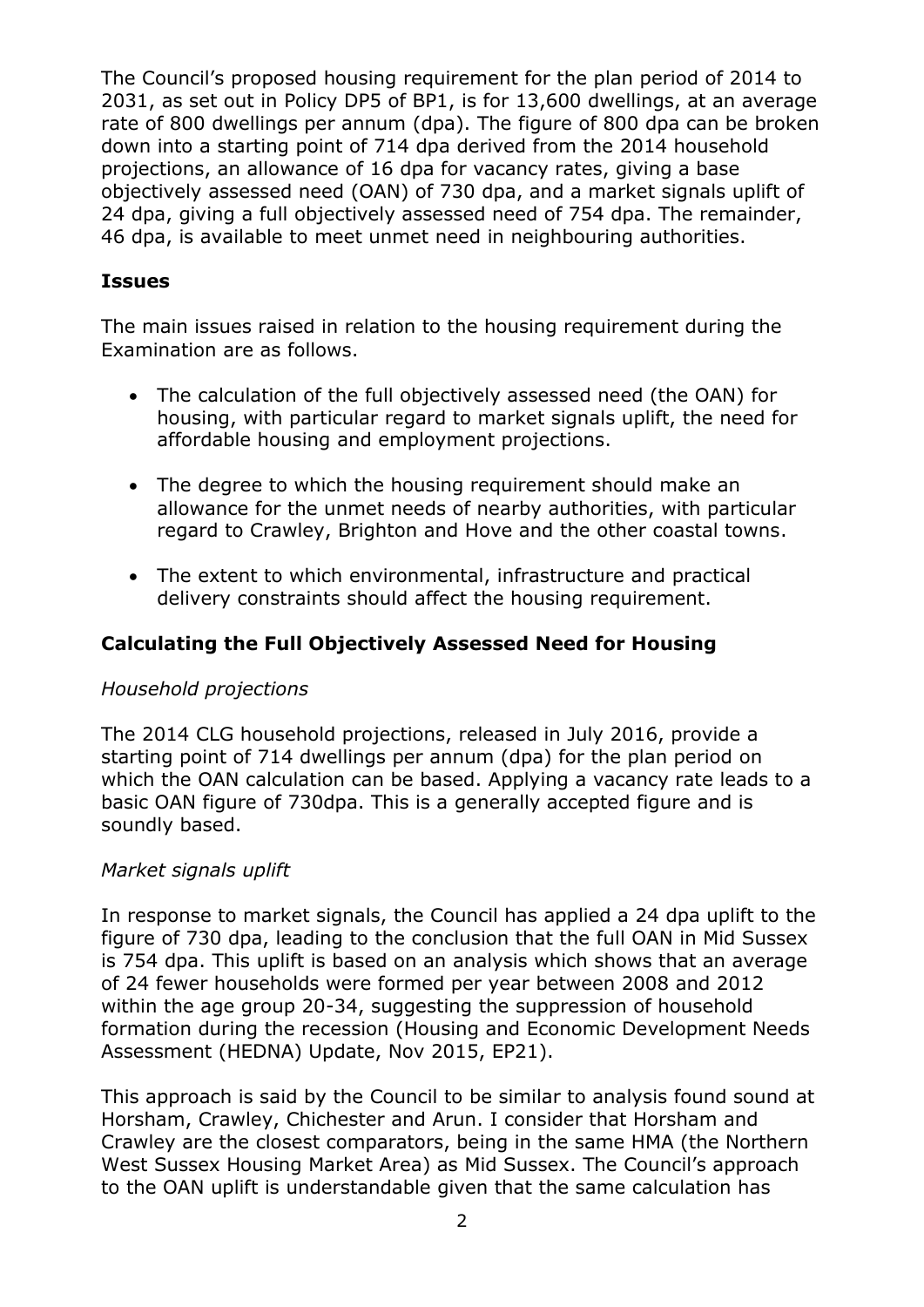The Council's proposed housing requirement for the plan period of 2014 to 2031, as set out in Policy DP5 of BP1, is for 13,600 dwellings, at an average rate of 800 dwellings per annum (dpa). The figure of 800 dpa can be broken down into a starting point of 714 dpa derived from the 2014 household projections, an allowance of 16 dpa for vacancy rates, giving a base objectively assessed need (OAN) of 730 dpa, and a market signals uplift of 24 dpa, giving a full objectively assessed need of 754 dpa. The remainder, 46 dpa, is available to meet unmet need in neighbouring authorities.

## Issues

The main issues raised in relation to the housing requirement during the Examination are as follows.

- The calculation of the full objectively assessed need (the OAN) for housing, with particular regard to market signals uplift, the need for affordable housing and employment projections.
- The degree to which the housing requirement should make an allowance for the unmet needs of nearby authorities, with particular regard to Crawley, Brighton and Hove and the other coastal towns.
- The extent to which environmental, infrastructure and practical delivery constraints should affect the housing requirement.

### Calculating the Full Objectively Assessed Need for Housing

*Household projections*

The 2014 CLG household projections, released in July 2016, provide a starting point of 714 dwellings per annum (dpa) for the plan period on which the OAN calculation can be based. Applying a vacancy rate leads to a basic OAN figure of 730dpa. This is a generally accepted figure and is soundly based.

*Market signals uplift*

In response to market signals, the Council has applied a 24 dpa uplift to the figure of 730 dpa, leading to the conclusion that the full OAN in Mid Sussex is 754 dpa. This uplift is based on an analysis which shows that an average of 24 fewer households were formed per year between 2008 and 2012 within the age group 20-34, suggesting the suppression of household formation during the recession (Housing and Economic Development Needs Assessment (HEDNA) Update, Nov 2015, EP21).

This approach is said by the Council to be similar to analysis found sound at Horsham, Crawley, Chichester and Arun. I consider that Horsham and Crawley are the closest comparators, being in the same HMA (the Northern West Sussex Housing Market Area) as Mid Sussex. The Council's approach to the OAN uplift is understandable given that the same calculation has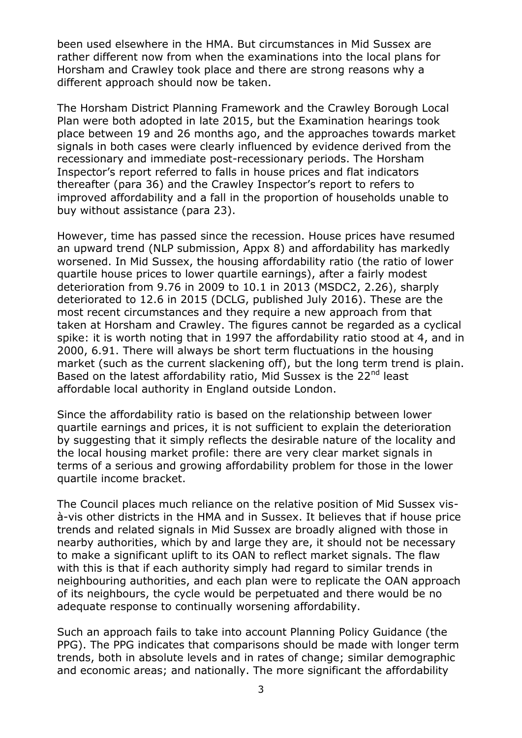been used elsewhere in the HMA. But circumstances in Mid Sussex are rather different now from when the examinations into the local plans for Horsham and Crawley took place and there are strong reasons why a different approach should now be taken.

The Horsham District Planning Framework and the Crawley Borough Local Plan were both adopted in late 2015, but the Examination hearings took place between 19 and 26 months ago, and the approaches towards market signals in both cases were clearly influenced by evidence derived from the recessionary and immediate post-recessionary periods. The Horsham Inspector's report referred to falls in house prices and flat indicators thereafter (para 36) and the Crawley Inspector's report to refers to improved affordability and a fall in the proportion of households unable to buy without assistance (para 23).

However, time has passed since the recession. House prices have resumed an upward trend (NLP submission, Appx 8) and affordability has markedly worsened. In Mid Sussex, the housing affordability ratio (the ratio of lower quartile house prices to lower quartile earnings), after a fairly modest deterioration from 9.76 in 2009 to 10.1 in 2013 (MSDC2, 2.26), sharply deteriorated to 12.6 in 2015 (DCLG, published July 2016). These are the most recent circumstances and they require a new approach from that taken at Horsham and Crawley. The figures cannot be regarded as a cyclical spike: it is worth noting that in 1997 the affordability ratio stood at 4, and in 2000, 6.91. There will always be short term fluctuations in the housing market (such as the current slackening off), but the long term trend is plain. Based on the latest affordability ratio, Mid Sussex is the 22nd least affordable local authority in England outside London.

Since the affordability ratio is based on the relationship between lower quartile earnings and prices, it is not sufficient to explain the deterioration by suggesting that it simply reflects the desirable nature of the locality and the local housing market profile: there are very clear market signals in terms of a serious and growing affordability problem for those in the lower quartile income bracket.

The Council places much reliance on the relative position of Mid Sussex vis-à-vis other districts in the HMA and in Sussex. It believes that if house price trends and related signals in Mid Sussex are broadly aligned with those in nearby authorities, which by and large they are, it should not be necessary to make a significant uplift to its OAN to reflect market signals. The flaw with this is that if each authority simply had regard to similar trends in neighbouring authorities, and each plan were to replicate the OAN approach of its neighbours, the cycle would be perpetuated and there would be no adequate response to continually worsening affordability.

Such an approach fails to take into account Planning Policy Guidance (the PPG). The PPG indicates that comparisons should be made with longer term trends, both in absolute levels and in rates of change; similar demographic and economic areas; and nationally. The more significant the affordability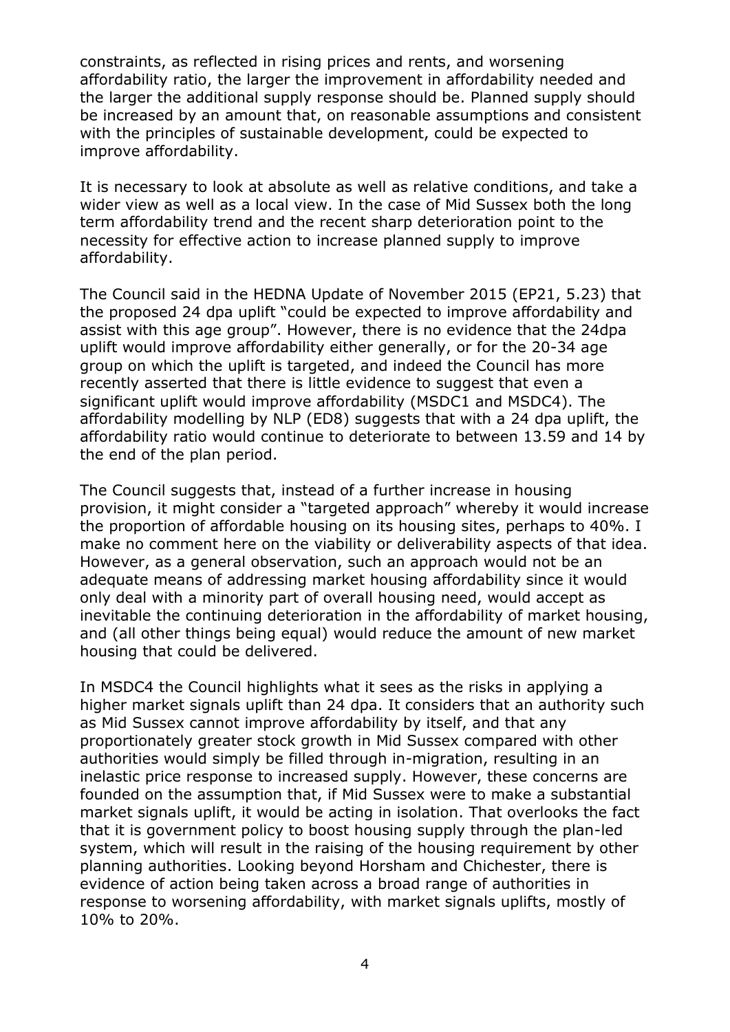constraints, as reflected in rising prices and rents, and worsening affordability ratio, the larger the improvement in affordability needed and the larger the additional supply response should be. Planned supply should be increased by an amount that, on reasonable assumptions and consistent with the principles of sustainable development, could be expected to improve affordability.

It is necessary to look at absolute as well as relative conditions, and take a wider view as well as a local view. In the case of Mid Sussex both the long term affordability trend and the recent sharp deterioration point to the necessity for effective action to increase planned supply to improve affordability.

The Council said in the HEDNA Update of November 2015 (EP21, 5.23) that the proposed 24 dpa uplift "could be expected to improve affordability and assist with this age group". However, there is no evidence that the 24dpa uplift would improve affordability either generally, or for the 20-34 age group on which the uplift is targeted, and indeed the Council has more recently asserted that there is little evidence to suggest that even a significant uplift would improve affordability (MSDC1 and MSDC4). The affordability modelling by NLP (ED8) suggests that with a 24 dpa uplift, the affordability ratio would continue to deteriorate to between 13.59 and 14 by the end of the plan period.

The Council suggests that, instead of a further increase in housing provision, it might consider a "targeted approach" whereby it would increase the proportion of affordable housing on its housing sites, perhaps to 40%. I make no comment here on the viability or deliverability aspects of that idea. However, as a general observation, such an approach would not be an adequate means of addressing market housing affordability since it would only deal with a minority part of overall housing need, would accept as inevitable the continuing deterioration in the affordability of market housing, and (all other things being equal) would reduce the amount of new market housing that could be delivered.

In MSDC4 the Council highlights what it sees as the risks in applying a higher market signals uplift than 24 dpa. It considers that an authority such as Mid Sussex cannot improve affordability by itself, and that any proportionately greater stock growth in Mid Sussex compared with other authorities would simply be filled through in-migration, resulting in an inelastic price response to increased supply. However, these concerns are founded on the assumption that, if Mid Sussex were to make a substantial market signals uplift, it would be acting in isolation. That overlooks the fact that it is government policy to boost housing supply through the plan-led system, which will result in the raising of the housing requirement by other planning authorities. Looking beyond Horsham and Chichester, there is evidence of action being taken across a broad range of authorities in response to worsening affordability, with market signals uplifts, mostly of 10% to 20%.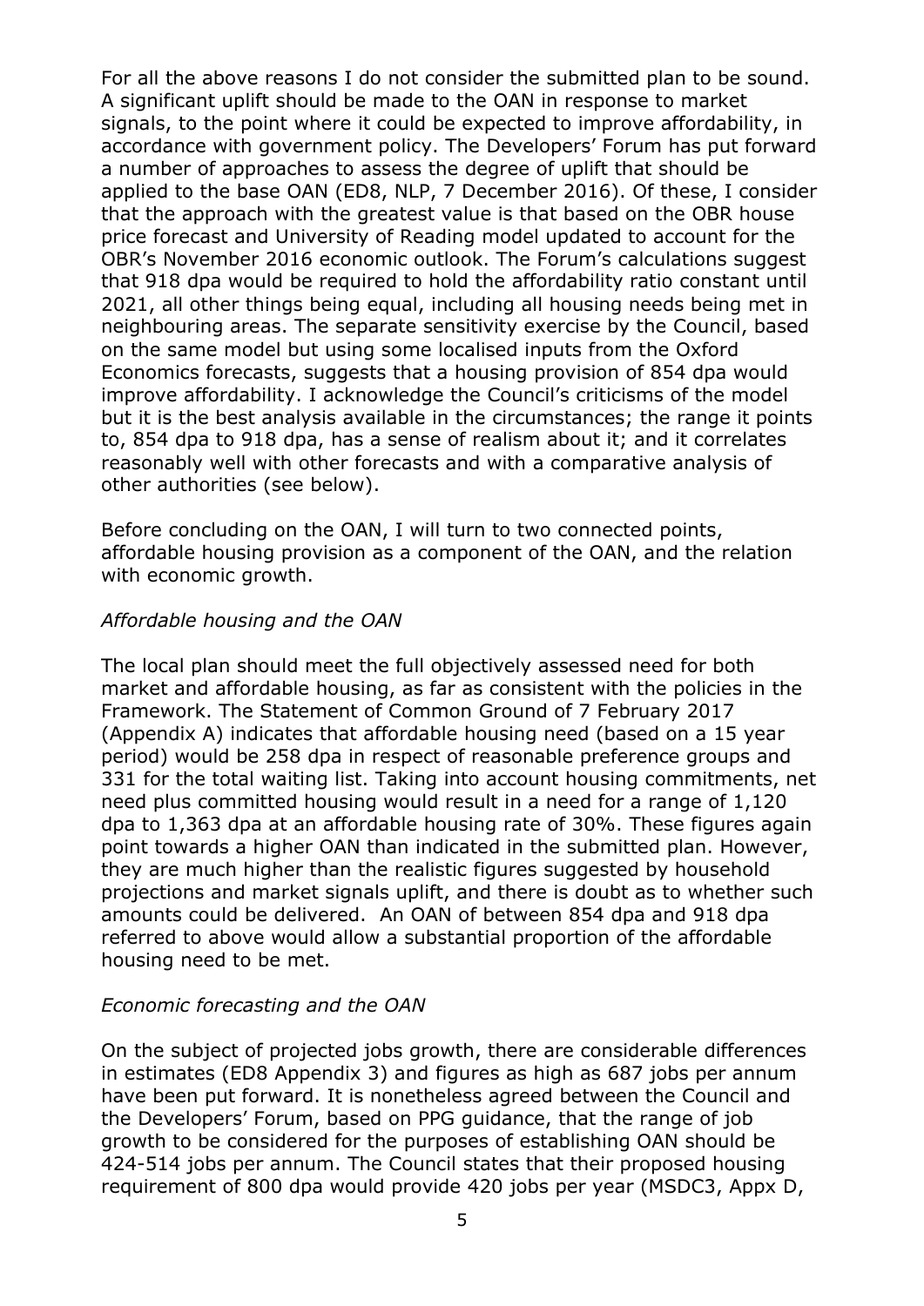For all the above reasons I do not consider the submitted plan to be sound. A significant uplift should be made to the OAN in response to market signals, to the point where it could be expected to improve affordability, in accordance with government policy. The Developers' Forum has put forward a number of approaches to assess the degree of uplift that should be applied to the base OAN (ED8, NLP, 7 December 2016). Of these, I consider that the approach with the greatest value is that based on the OBR house price forecast and University of Reading model updated to account for the OBR's November 2016 economic outlook. The Forum's calculations suggest that 918 dpa would be required to hold the affordability ratio constant until 2021, all other things being equal, including all housing needs being met in neighbouring areas. The separate sensitivity exercise by the Council, based on the same model but using some localised inputs from the Oxford Economics forecasts, suggests that a housing provision of 854 dpa would improve affordability. I acknowledge the Council's criticisms of the model but it is the best analysis available in the circumstances; the range it points to, 854 dpa to 918 dpa, has a sense of realism about it; and it correlates reasonably well with other forecasts and with a comparative analysis of other authorities (see below).

Before concluding on the OAN, I will turn to two connected points, affordable housing provision as a component of the OAN, and the relation with economic growth.

*Affordable housing and the OAN*

The local plan should meet the full objectively assessed need for both market and affordable housing, as far as consistent with the policies in the Framework. The Statement of Common Ground of 7 February 2017 (Appendix A) indicates that affordable housing need (based on a 15 year period) would be 258 dpa in respect of reasonable preference groups and 331 for the total waiting list. Taking into account housing commitments, net need plus committed housing would result in a need for a range of 1,120 dpa to 1,363 dpa at an affordable housing rate of 30%. These figures again point towards a higher OAN than indicated in the submitted plan. However, they are much higher than the realistic figures suggested by household projections and market signals uplift, and there is doubt as to whether such amounts could be delivered. An OAN of between 854 dpa and 918 dpa referred to above would allow a substantial proportion of the affordable housing need to be met.

*Economic forecasting and the OAN*

On the subject of projected jobs growth, there are considerable differences in estimates (ED8 Appendix 3) and figures as high as 687 jobs per annum have been put forward. It is nonetheless agreed between the Council and the Developers' Forum, based on PPG guidance, that the range of job growth to be considered for the purposes of establishing OAN should be 424-514 jobs per annum. The Council states that their proposed housing requirement of 800 dpa would provide 420 jobs per year (MSDC3, Appx D,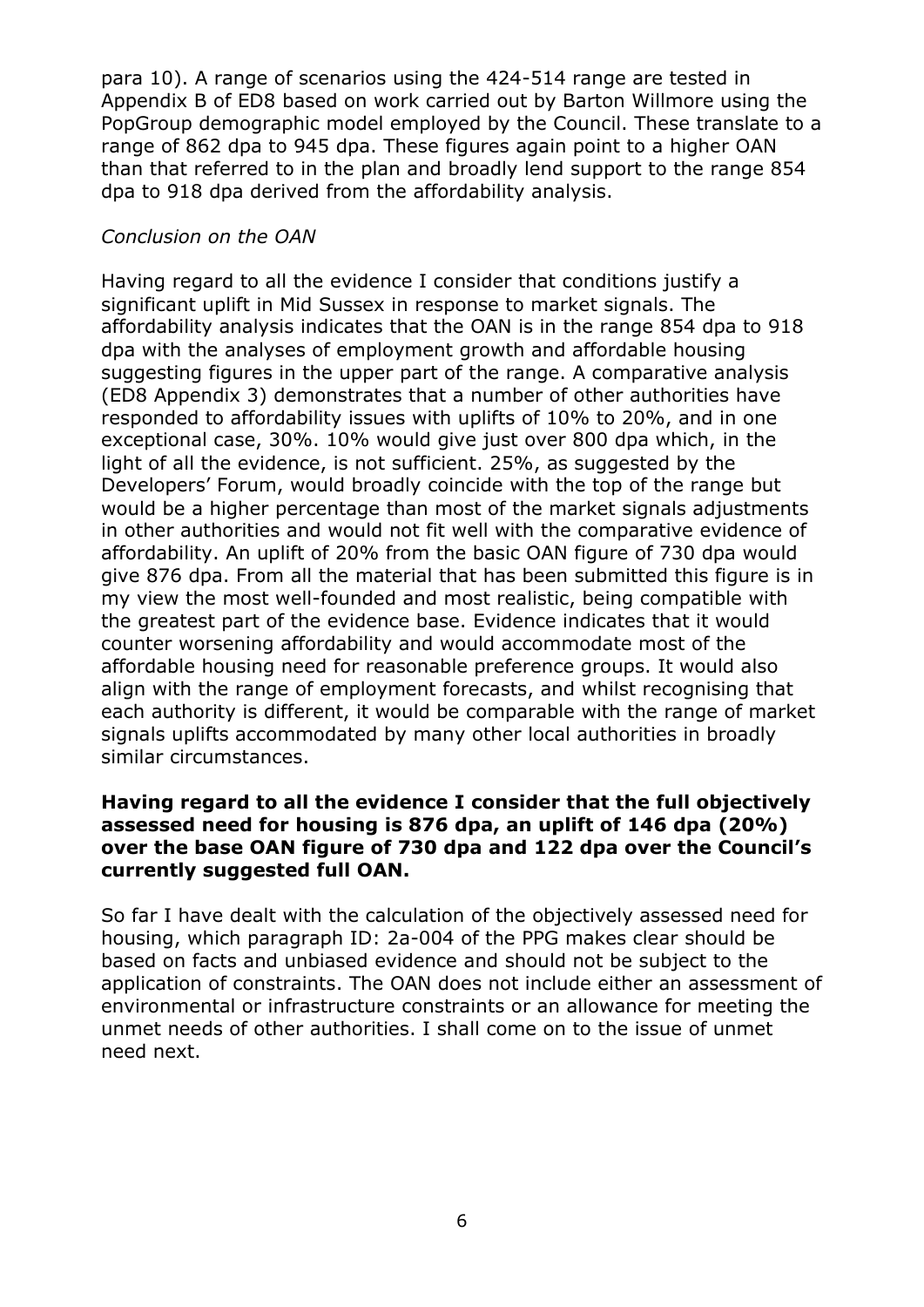para 10). A range of scenarios using the 424-514 range are tested in Appendix B of ED8 based on work carried out by Barton Willmore using the PopGroup demographic model employed by the Council. These translate to a range of 862 dpa to 945 dpa. These figures again point to a higher OAN than that referred to in the plan and broadly lend support to the range 854 dpa to 918 dpa derived from the affordability analysis.

*Conclusion on the OAN*

Having regard to all the evidence I consider that conditions justify a significant uplift in Mid Sussex in response to market signals. The affordability analysis indicates that the OAN is in the range 854 dpa to 918 dpa with the analyses of employment growth and affordable housing suggesting figures in the upper part of the range. A comparative analysis (ED8 Appendix 3) demonstrates that a number of other authorities have responded to affordability issues with uplifts of 10% to 20%, and in one exceptional case, 30%. 10% would give just over 800 dpa which, in the light of all the evidence, is not sufficient. 25%, as suggested by the Developers' Forum, would broadly coincide with the top of the range but would be a higher percentage than most of the market signals adjustments in other authorities and would not fit well with the comparative evidence of affordability. An uplift of 20% from the basic OAN figure of 730 dpa would give 876 dpa. From all the material that has been submitted this figure is in my view the most well-founded and most realistic, being compatible with the greatest part of the evidence base. Evidence indicates that it would counter worsening affordability and would accommodate most of the affordable housing need for reasonable preference groups. It would also align with the range of employment forecasts, and whilst recognising that each authority is different, it would be comparable with the range of market signals uplifts accommodated by many other local authorities in broadly similar circumstances.

**Having regard to all the evidence I consider that the full objectively assessed need for housing is 876 dpa, an uplift of 146 dpa (20%) over the base OAN figure of 730 dpa and 122 dpa over the Council's currently suggested full OAN.**

So far I have dealt with the calculation of the objectively assessed need for housing, which paragraph ID: 2a-004 of the PPG makes clear should be based on facts and unbiased evidence and should not be subject to the application of constraints. The OAN does not include either an assessment of environmental or infrastructure constraints or an allowance for meeting the unmet needs of other authorities. I shall come on to the issue of unmet need next.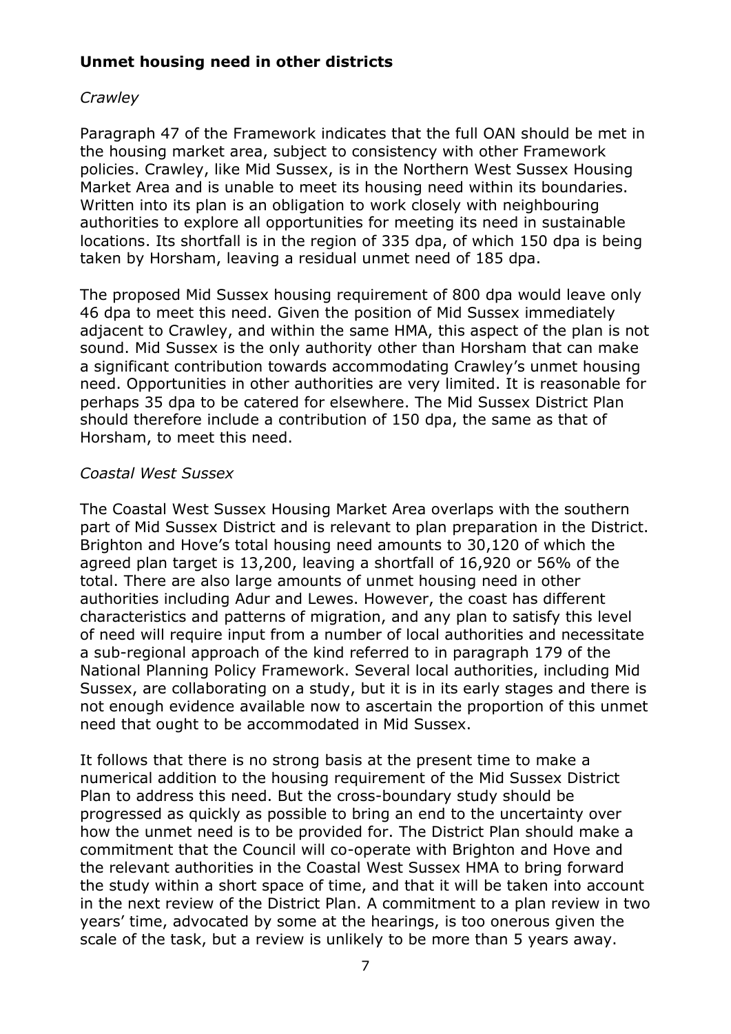**Unmet housing need in other districts**

*Crawley*

Paragraph 47 of the Framework indicates that the full OAN should be met in the housing market area, subject to consistency with other Framework policies. Crawley, like Mid Sussex, is in the Northern West Sussex Housing Market Area and is unable to meet its housing need within its boundaries. Written into its plan is an obligation to work closely with neighbouring authorities to explore all opportunities for meeting its need in sustainable locations. Its shortfall is in the region of 335 dpa, of which 150 dpa is being taken by Horsham, leaving a residual unmet need of 185 dpa.

The proposed Mid Sussex housing requirement of 800 dpa would leave only 46 dpa to meet this need. Given the position of Mid Sussex immediately adjacent to Crawley, and within the same HMA, this aspect of the plan is not sound. Mid Sussex is the only authority other than Horsham that can make a significant contribution towards accommodating Crawley's unmet housing need. Opportunities in other authorities are very limited. It is reasonable for perhaps 35 dpa to be catered for elsewhere. The Mid Sussex District Plan should therefore include a contribution of 150 dpa, the same as that of Horsham, to meet this need.

*Coastal West Sussex*

The Coastal West Sussex Housing Market Area overlaps with the southern part of Mid Sussex District and is relevant to plan preparation in the District. Brighton and Hove's total housing need amounts to 30,120 of which the agreed plan target is 13,200, leaving a shortfall of 16,920 or 56% of the total. There are also large amounts of unmet housing need in other authorities including Adur and Lewes. However, the coast has different characteristics and patterns of migration, and any plan to satisfy this level of need will require input from a number of local authorities and necessitate a sub-regional approach of the kind referred to in paragraph 179 of the National Planning Policy Framework. Several local authorities, including Mid Sussex, are collaborating on a study, but it is in its early stages and there is not enough evidence available now to ascertain the proportion of this unmet need that ought to be accommodated in Mid Sussex.

It follows that there is no strong basis at the present time to make a numerical addition to the housing requirement of the Mid Sussex District Plan to address this need. But the cross-boundary study should be progressed as quickly as possible to bring an end to the uncertainty over how the unmet need is to be provided for. The District Plan should make a commitment that the Council will co-operate with Brighton and Hove and the relevant authorities in the Coastal West Sussex HMA to bring forward the study within a short space of time, and that it will be taken into account in the next review of the District Plan. A commitment to a plan review in two years' time, advocated by some at the hearings, is too onerous given the scale of the task, but a review is unlikely to be more than 5 years away.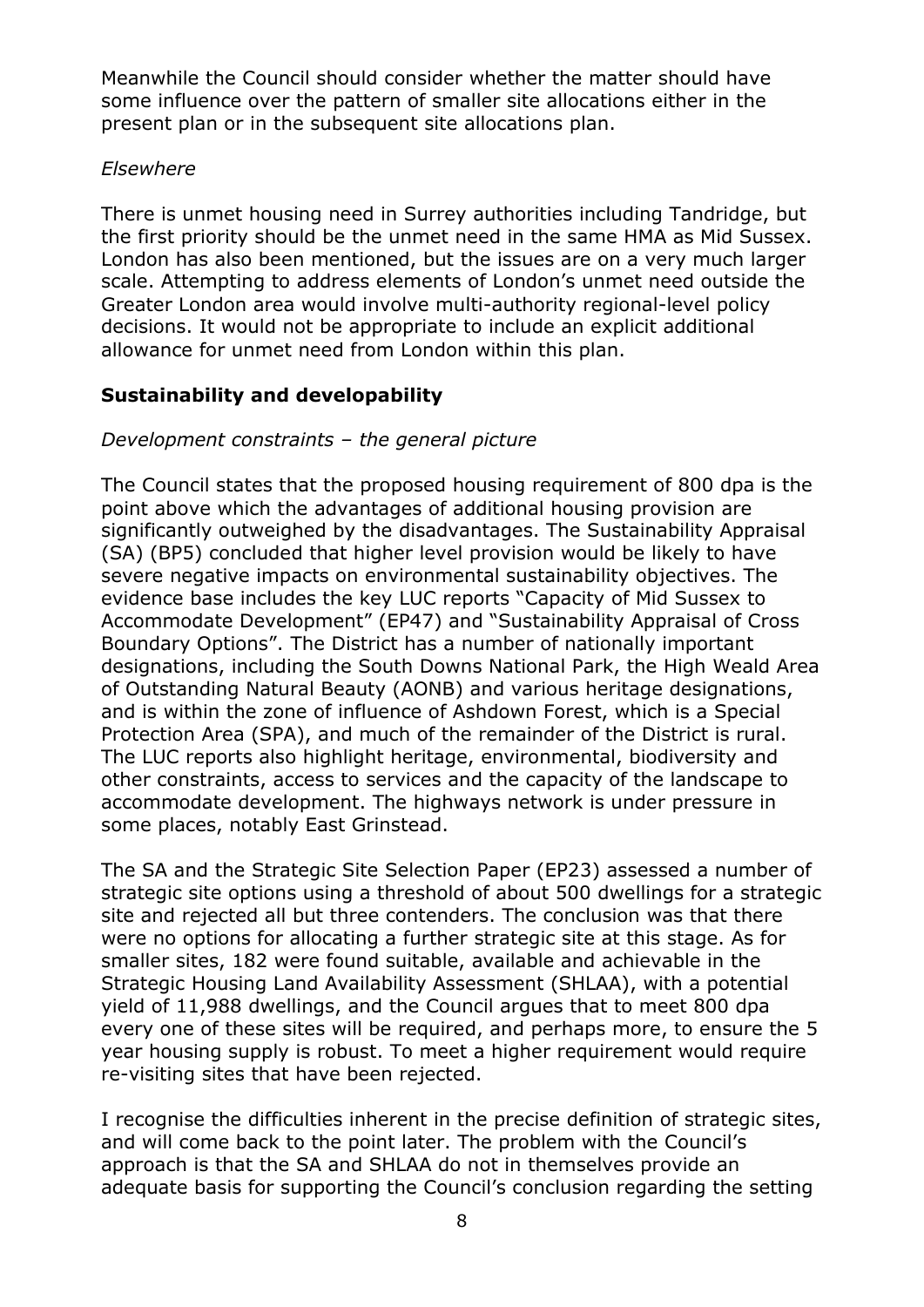Meanwhile the Council should consider whether the matter should have some influence over the pattern of smaller site allocations either in the present plan or in the subsequent site allocations plan.

*Elsewhere*

There is unmet housing need in Surrey authorities including Tandridge, but the first priority should be the unmet need in the same HMA as Mid Sussex. London has also been mentioned, but the issues are on a very much larger scale. Attempting to address elements of London's unmet need outside the Greater London area would involve multi-authority regional-level policy decisions. It would not be appropriate to include an explicit additional allowance for unmet need from London within this plan.

## Sustainability and developability

*Development constraints – the general picture*

The Council states that the proposed housing requirement of 800 dpa is the point above which the advantages of additional housing provision are significantly outweighed by the disadvantages. The Sustainability Appraisal (SA) (BP5) concluded that higher level provision would be likely to have severe negative impacts on environmental sustainability objectives. The evidence base includes the key LUC reports "Capacity of Mid Sussex to Accommodate Development" (EP47) and "Sustainability Appraisal of Cross Boundary Options". The District has a number of nationally important designations, including the South Downs National Park, the High Weald Area of Outstanding Natural Beauty (AONB) and various heritage designations, and is within the zone of influence of Ashdown Forest, which is a Special Protection Area (SPA), and much of the remainder of the District is rural. The LUC reports also highlight heritage, environmental, biodiversity and other constraints, access to services and the capacity of the landscape to accommodate development. The highways network is under pressure in some places, notably East Grinstead.

The SA and the Strategic Site Selection Paper (EP23) assessed a number of strategic site options using a threshold of about 500 dwellings for a strategic site and rejected all but three contenders. The conclusion was that there were no options for allocating a further strategic site at this stage. As for smaller sites, 182 were found suitable, available and achievable in the Strategic Housing Land Availability Assessment (SHLAA), with a potential yield of 11,988 dwellings, and the Council argues that to meet 800 dpa every one of these sites will be required, and perhaps more, to ensure the 5 year housing supply is robust. To meet a higher requirement would require re-visiting sites that have been rejected.

I recognise the difficulties inherent in the precise definition of strategic sites, and will come back to the point later. The problem with the Council's approach is that the SA and SHLAA do not in themselves provide an adequate basis for supporting the Council's conclusion regarding the setting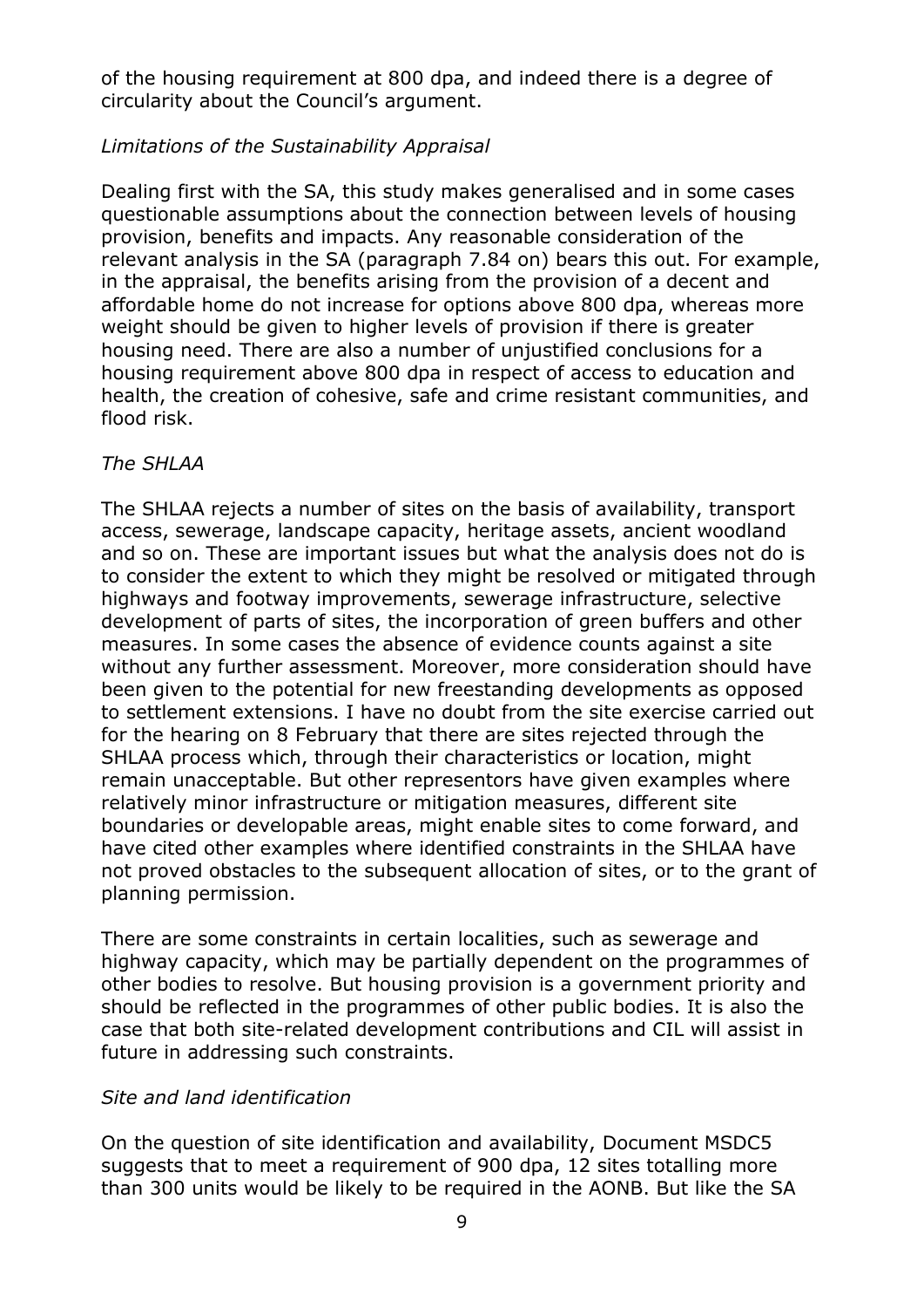of the housing requirement at 800 dpa, and indeed there is a degree of circularity about the Council's argument.

*Limitations of the Sustainability Appraisal*

Dealing first with the SA, this study makes generalised and in some cases questionable assumptions about the connection between levels of housing provision, benefits and impacts. Any reasonable consideration of the relevant analysis in the SA (paragraph 7.84 on) bears this out. For example, in the appraisal, the benefits arising from the provision of a decent and affordable home do not increase for options above 800 dpa, whereas more weight should be given to higher levels of provision if there is greater housing need. There are also a number of unjustified conclusions for a housing requirement above 800 dpa in respect of access to education and health, the creation of cohesive, safe and crime resistant communities, and flood risk.

*The SHLAA*

The SHLAA rejects a number of sites on the basis of availability, transport access, sewerage, landscape capacity, heritage assets, ancient woodland and so on. These are important issues but what the analysis does not do is to consider the extent to which they might be resolved or mitigated through highways and footway improvements, sewerage infrastructure, selective development of parts of sites, the incorporation of green buffers and other measures. In some cases the absence of evidence counts against a site without any further assessment. Moreover, more consideration should have been given to the potential for new freestanding developments as opposed to settlement extensions. I have no doubt from the site exercise carried out for the hearing on 8 February that there are sites rejected through the SHLAA process which, through their characteristics or location, might remain unacceptable. But other representors have given examples where relatively minor infrastructure or mitigation measures, different site boundaries or developable areas, might enable sites to come forward, and have cited other examples where identified constraints in the SHLAA have not proved obstacles to the subsequent allocation of sites, or to the grant of planning permission.

There are some constraints in certain localities, such as sewerage and highway capacity, which may be partially dependent on the programmes of other bodies to resolve. But housing provision is a government priority and should be reflected in the programmes of other public bodies. It is also the case that both site-related development contributions and CIL will assist in future in addressing such constraints.

*Site and land identification*

On the question of site identification and availability, Document MSDC5 suggests that to meet a requirement of 900 dpa, 12 sites totalling more than 300 units would be likely to be required in the AONB. But like the SA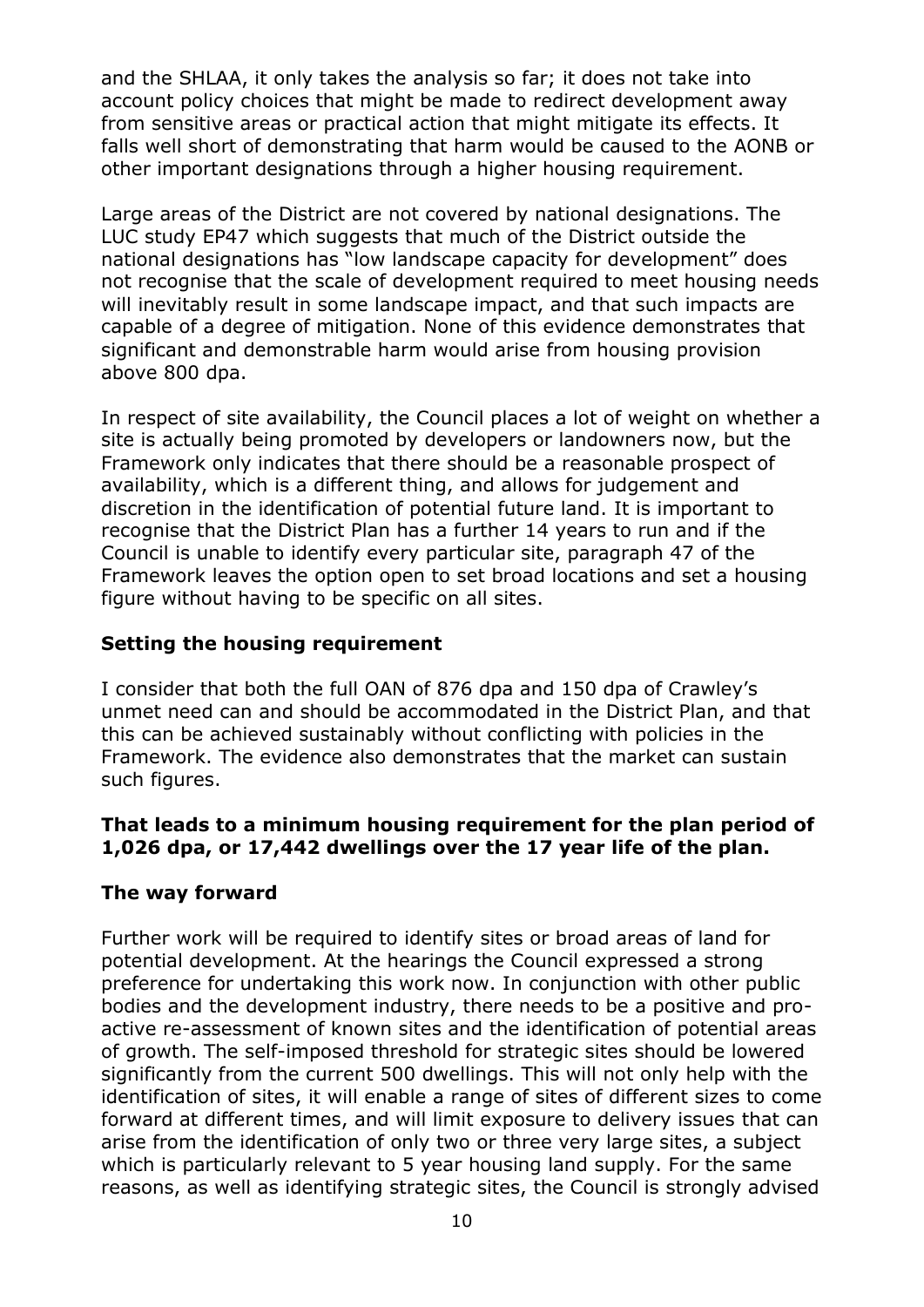and the SHLAA, it only takes the analysis so far; it does not take into account policy choices that might be made to redirect development away from sensitive areas or practical action that might mitigate its effects. It falls well short of demonstrating that harm would be caused to the AONB or other important designations through a higher housing requirement.

Large areas of the District are not covered by national designations. The LUC study EP47 which suggests that much of the District outside the national designations has "low landscape capacity for development" does not recognise that the scale of development required to meet housing needs will inevitably result in some landscape impact, and that such impacts are capable of a degree of mitigation. None of this evidence demonstrates that significant and demonstrable harm would arise from housing provision above 800 dpa.

In respect of site availability, the Council places a lot of weight on whether a site is actually being promoted by developers or landowners now, but the Framework only indicates that there should be a reasonable prospect of availability, which is a different thing, and allows for judgement and discretion in the identification of potential future land. It is important to recognise that the District Plan has a further 14 years to run and if the Council is unable to identify every particular site, paragraph 47 of the Framework leaves the option open to set broad locations and set a housing figure without having to be specific on all sites.

### Setting the housing requirement

I consider that both the full OAN of 876 dpa and 150 dpa of Crawley's unmet need can and should be accommodated in the District Plan, and that this can be achieved sustainably without conflicting with policies in the Framework. The evidence also demonstrates that the market can sustain such figures.

**That leads to a minimum housing requirement for the plan period of 1,026 dpa, or 17,442 dwellings over the 17 year life of the plan.**

### The way forward

Further work will be required to identify sites or broad areas of land for potential development. At the hearings the Council expressed a strong preference for undertaking this work now. In conjunction with other public bodies and the development industry, there needs to be a positive and pro-active re-assessment of known sites and the identification of potential areas of growth. The self-imposed threshold for strategic sites should be lowered significantly from the current 500 dwellings. This will not only help with the identification of sites, it will enable a range of sites of different sizes to come forward at different times, and will limit exposure to delivery issues that can arise from the identification of only two or three very large sites, a subject which is particularly relevant to 5 year housing land supply. For the same reasons, as well as identifying strategic sites, the Council is strongly advised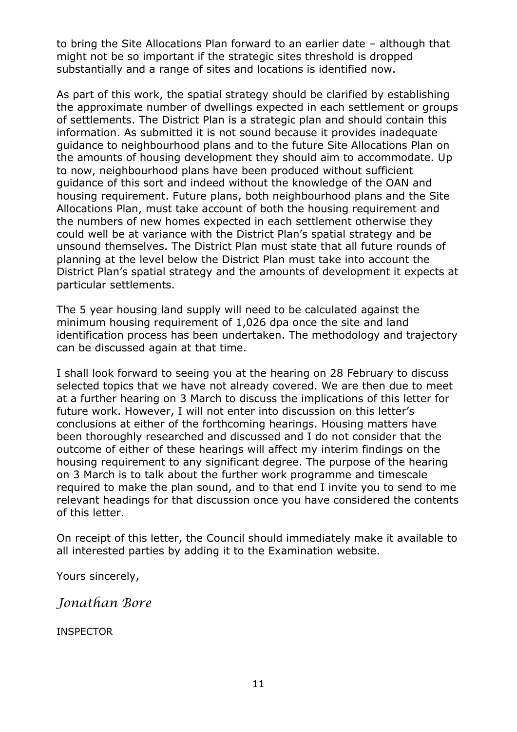to bring the Site Allocations Plan forward to an earlier date – although that might not be so important if the strategic sites threshold is dropped substantially and a range of sites and locations is identified now.

As part of this work, the spatial strategy should be clarified by establishing the approximate number of dwellings expected in each settlement or groups of settlements. The District Plan is a strategic plan and should contain this information. As submitted it is not sound because it provides inadequate guidance to neighbourhood plans and to the future Site Allocations Plan on the amounts of housing development they should aim to accommodate. Up to now, neighbourhood plans have been produced without sufficient guidance of this sort and indeed without the knowledge of the OAN and housing requirement. Future plans, both neighbourhood plans and the Site Allocations Plan, must take account of both the housing requirement and the numbers of new homes expected in each settlement otherwise they could well be at variance with the District Plan's spatial strategy and be unsound themselves. The District Plan must state that all future rounds of planning at the level below the District Plan must take into account the District Plan's spatial strategy and the amounts of development it expects at particular settlements.

The 5 year housing land supply will need to be calculated against the minimum housing requirement of 1,026 dpa once the site and land identification process has been undertaken. The methodology and trajectory can be discussed again at that time.

I shall look forward to seeing you at the hearing on 28 February to discuss selected topics that we have not already covered. We are then due to meet at a further hearing on 3 March to discuss the implications of this letter for future work. However, I will not enter into discussion on this letter's conclusions at either of the forthcoming hearings. Housing matters have been thoroughly researched and discussed and I do not consider that the outcome of either of these hearings will affect my interim findings on the housing requirement to any significant degree. The purpose of the hearing on 3 March is to talk about the further work programme and timescale required to make the plan sound, and to that end I invite you to send to me relevant headings for that discussion once you have considered the contents of this letter.

On receipt of this letter, the Council should immediately make it available to all interested parties by adding it to the Examination website.

Yours sincerely,

*Jonathan Bore*

INSPECTOR